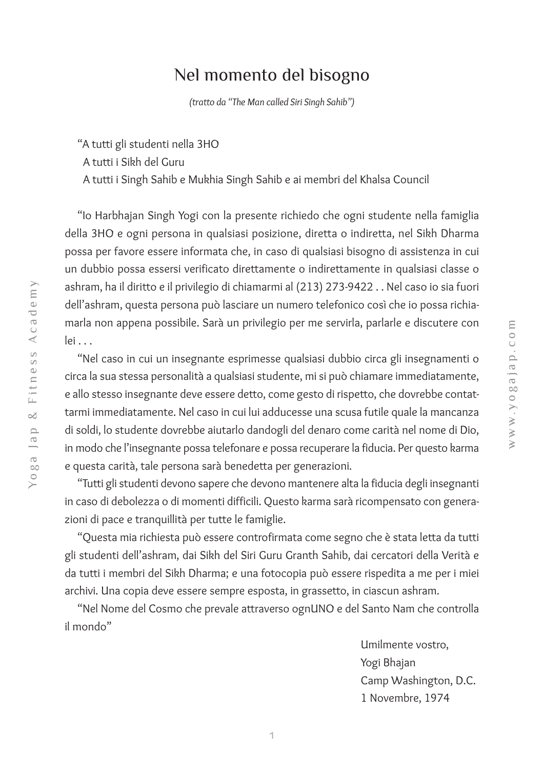# Nel momento del bisogno

*(tratto da "The Man called Siri Singh Sahib")*

"A tutti gli studenti nella 3HO
A tutti i Sikh del Guru
A tutti i Singh Sahib e Mukhia Singh Sahib e ai membri del Khalsa Council

"Io Harbhajan Singh Yogi con la presente richiedo che ogni studente nella famiglia della 3HO e ogni persona in qualsiasi posizione, diretta o indiretta, nel Sikh Dharma possa per favore essere informata che, in caso di qualsiasi bisogno di assistenza in cui un dubbio possa essersi verificato direttamente o indirettamente in qualsiasi classe o ashram, ha il diritto e il privilegio di chiamarmi al (213) 273-9422 . . Nel caso io sia fuori dell'ashram, questa persona può lasciare un numero telefonico così che io possa richiamarla non appena possibile. Sarà un privilegio per me servirla, parlarle e discutere con lei . . .

"Nel caso in cui un insegnante esprimesse qualsiasi dubbio circa gli insegnamenti o circa la sua stessa personalità a qualsiasi studente, mi si può chiamare immediatamente, e allo stesso insegnante deve essere detto, come gesto di rispetto, che dovrebbe contattarmi immediatamente. Nel caso in cui lui adducesse una scusa futile quale la mancanza di soldi, lo studente dovrebbe aiutarlo dandogli del denaro come carità nel nome di Dio, in modo che l'insegnante possa telefonare e possa recuperare la fiducia. Per questo karma e questa carità, tale persona sarà benedetta per generazioni.

"Tutti gli studenti devono sapere che devono mantenere alta la fiducia degli insegnanti in caso di debolezza o di momenti difficili. Questo karma sarà ricompensato con generazioni di pace e tranquillità per tutte le famiglie.

"Questa mia richiesta può essere controfirmata come segno che è stata letta da tutti gli studenti dell'ashram, dai Sikh del Siri Guru Granth Sahib, dai cercatori della Verità e da tutti i membri del Sikh Dharma; e una fotocopia può essere rispedita a me per i miei archivi. Una copia deve essere sempre esposta, in grassetto, in ciascun ashram.

"Nel Nome del Cosmo che prevale attraverso ognUNO e del Santo Nam che controlla il mondo"

Umilmente vostro,
Yogi Bhajan
Camp Washington, D.C.
1 Novembre, 1974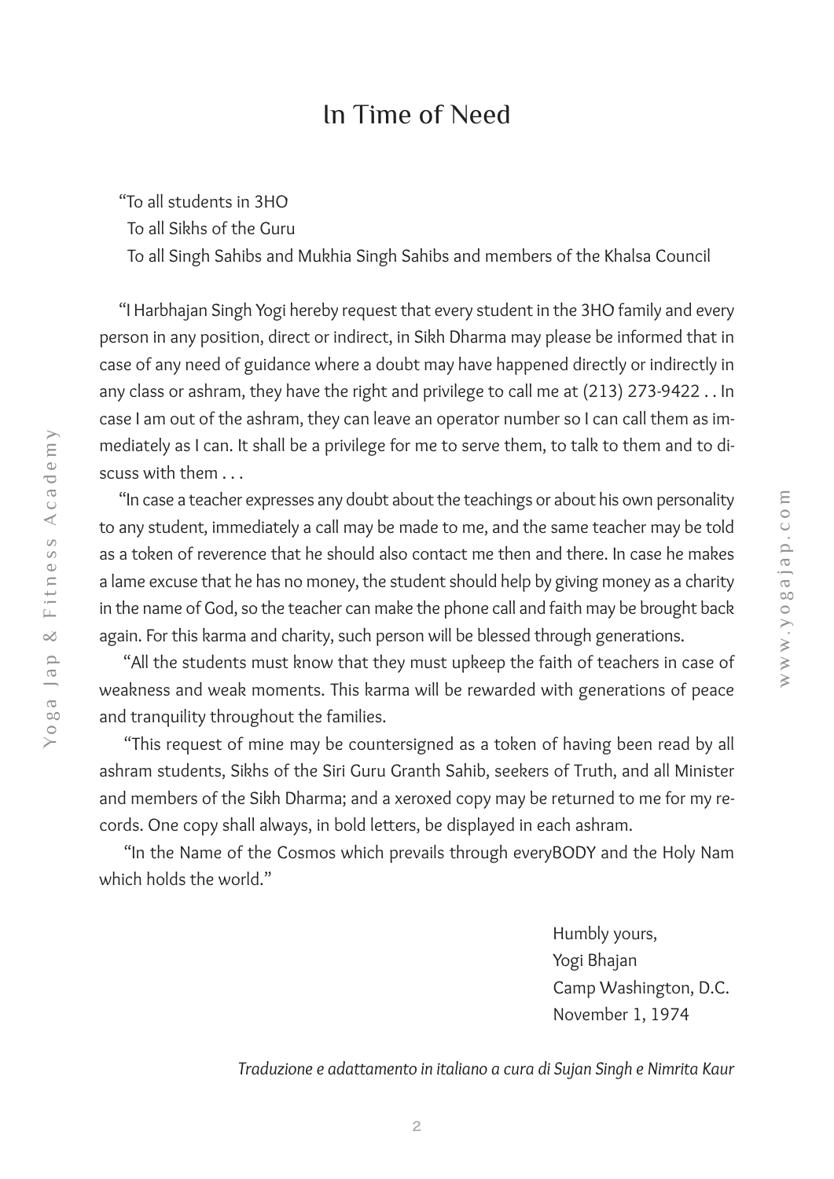# In Time of Need

"To all students in 3HO
To all Sikhs of the Guru
To all Singh Sahibs and Mukhia Singh Sahibs and members of the Khalsa Council

"I Harbhajan Singh Yogi hereby request that every student in the 3HO family and every person in any position, direct or indirect, in Sikh Dharma may please be informed that in case of any need of guidance where a doubt may have happened directly or indirectly in any class or ashram, they have the right and privilege to call me at (213) 273-9422 . . In case I am out of the ashram, they can leave an operator number so I can call them as immediately as I can. It shall be a privilege for me to serve them, to talk to them and to discuss with them . . .

"In case a teacher expresses any doubt about the teachings or about his own personality to any student, immediately a call may be made to me, and the same teacher may be told as a token of reverence that he should also contact me then and there. In case he makes a lame excuse that he has no money, the student should help by giving money as a charity in the name of God, so the teacher can make the phone call and faith may be brought back again. For this karma and charity, such person will be blessed through generations.

"All the students must know that they must upkeep the faith of teachers in case of weakness and weak moments. This karma will be rewarded with generations of peace and tranquility throughout the families.

"This request of mine may be countersigned as a token of having been read by all ashram students, Sikhs of the Siri Guru Granth Sahib, seekers of Truth, and all Minister and members of the Sikh Dharma; and a xeroxed copy may be returned to me for my records. One copy shall always, in bold letters, be displayed in each ashram.

"In the Name of the Cosmos which prevails through everyBODY and the Holy Nam which holds the world."

Humbly yours,
Yogi Bhajan
Camp Washington, D.C.
November 1, 1974

*Traduzione e adattamento in italiano a cura di Sujan Singh e Nimrita Kaur*